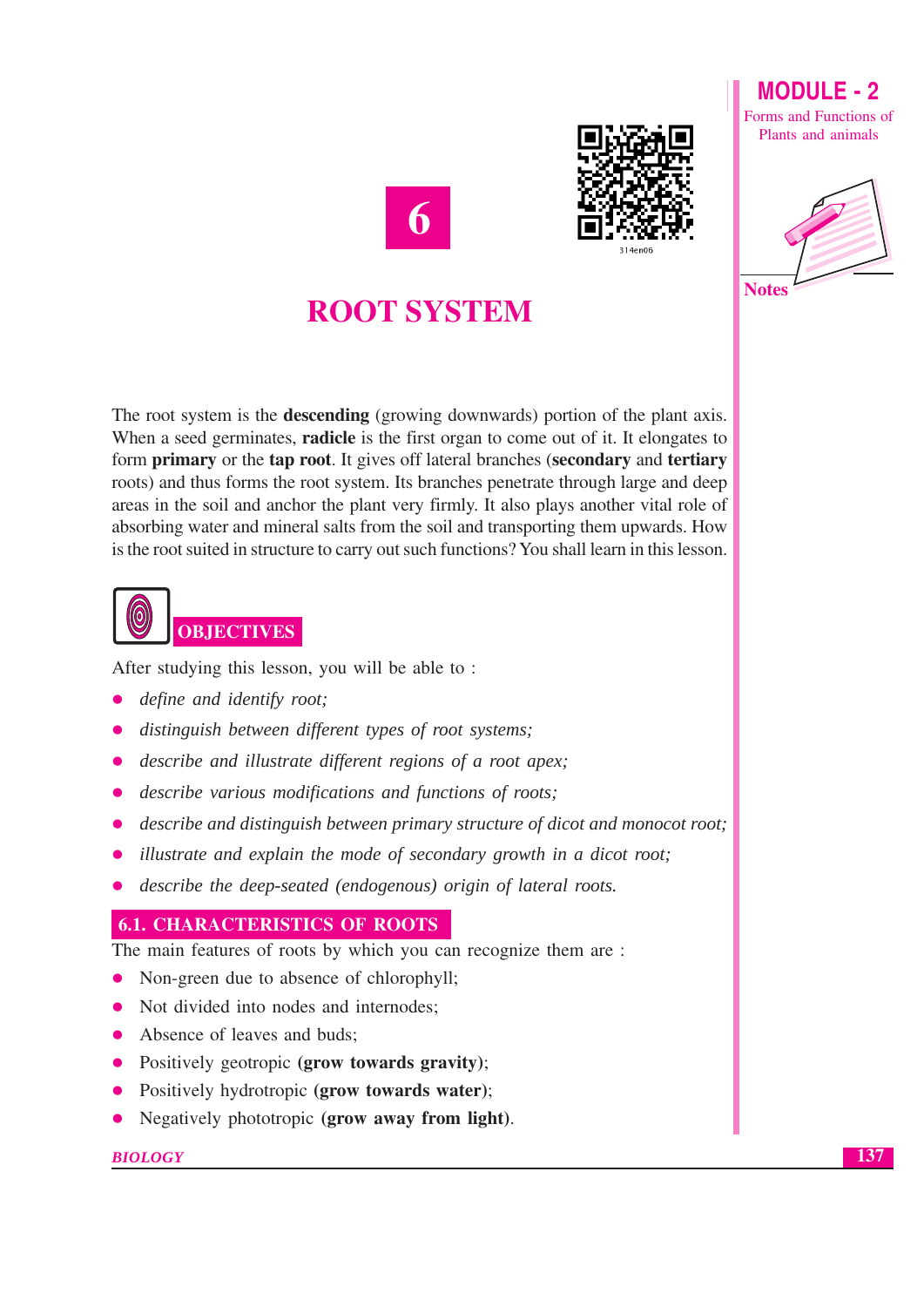# 6

# ROOT SYSTEM

The root system is the **descending** (growing downwards) portion of the plant axis. When a seed germinates, **radicle** is the first organ to come out of it. It elongates to form **primary** or the **tap root**. It gives off lateral branches (**secondary** and **tertiary** roots) and thus forms the root system. Its branches penetrate through large and deep areas in the soil and anchor the plant very firmly. It also plays another vital role of absorbing water and mineral salts from the soil and transporting them upwards. How is the root suited in structure to carry out such functions? You shall learn in this lesson.

## OBJECTIVES

After studying this lesson, you will be able to :

- *define and identify root;*
- *distinguish between different types of root systems;*
- *describe and illustrate different regions of a root apex;*
- *describe various modifications and functions of roots;*
- *describe and distinguish between primary structure of dicot and monocot root;*
- *illustrate and explain the mode of secondary growth in a dicot root;*
- *describe the deep-seated (endogenous) origin of lateral roots.*

## 6.1. CHARACTERISTICS OF ROOTS

The main features of roots by which you can recognize them are :

- Non-green due to absence of chlorophyll;
- Not divided into nodes and internodes;
- Absence of leaves and buds;
- Positively geotropic **(grow towards gravity)**;
- Positively hydrotropic **(grow towards water)**;
- Negatively phototropic **(grow away from light)**.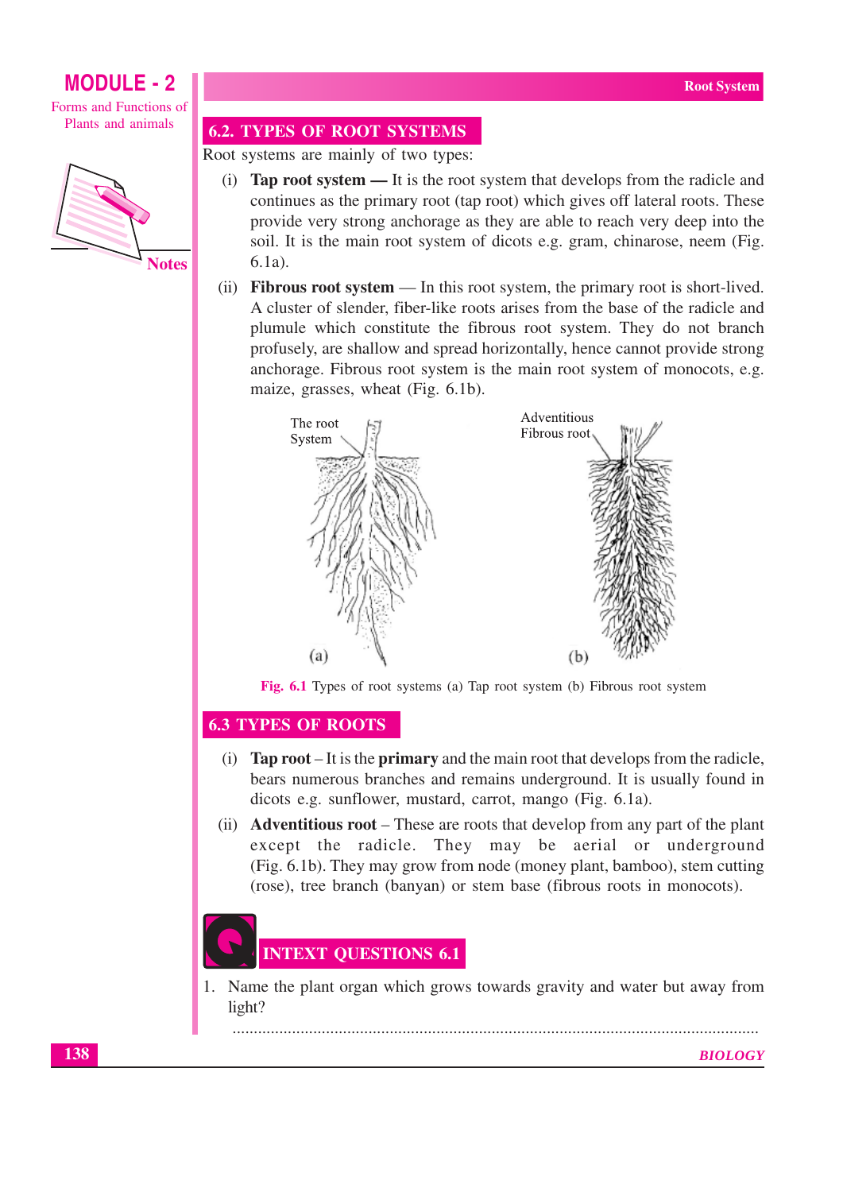## 6.2. TYPES OF ROOT SYSTEMS

Root systems are mainly of two types:

(i) **Tap root system —** It is the root system that develops from the radicle and continues as the primary root (tap root) which gives off lateral roots. These provide very strong anchorage as they are able to reach very deep into the soil. It is the main root system of dicots e.g. gram, chinarose, neem (Fig. 6.1a).

(ii) **Fibrous root system** — In this root system, the primary root is short-lived. A cluster of slender, fiber-like roots arises from the base of the radicle and plumule which constitute the fibrous root system. They do not branch profusely, are shallow and spread horizontally, hence cannot provide strong anchorage. Fibrous root system is the main root system of monocots, e.g. maize, grasses, wheat (Fig. 6.1b).

**Fig. 6.1** Types of root systems (a) Tap root system (b) Fibrous root system

## 6.3 TYPES OF ROOTS

(i) **Tap root** – It is the **primary** and the main root that develops from the radicle, bears numerous branches and remains underground. It is usually found in dicots e.g. sunflower, mustard, carrot, mango (Fig. 6.1a).

(ii) **Adventitious root** – These are roots that develop from any part of the plant except the radicle. They may be aerial or underground (Fig. 6.1b). They may grow from node (money plant, bamboo), stem cutting (rose), tree branch (banyan) or stem base (fibrous roots in monocots).

## INTEXT QUESTIONS 6.1

1. Name the plant organ which grows towards gravity and water but away from light?

..........................................................................................................................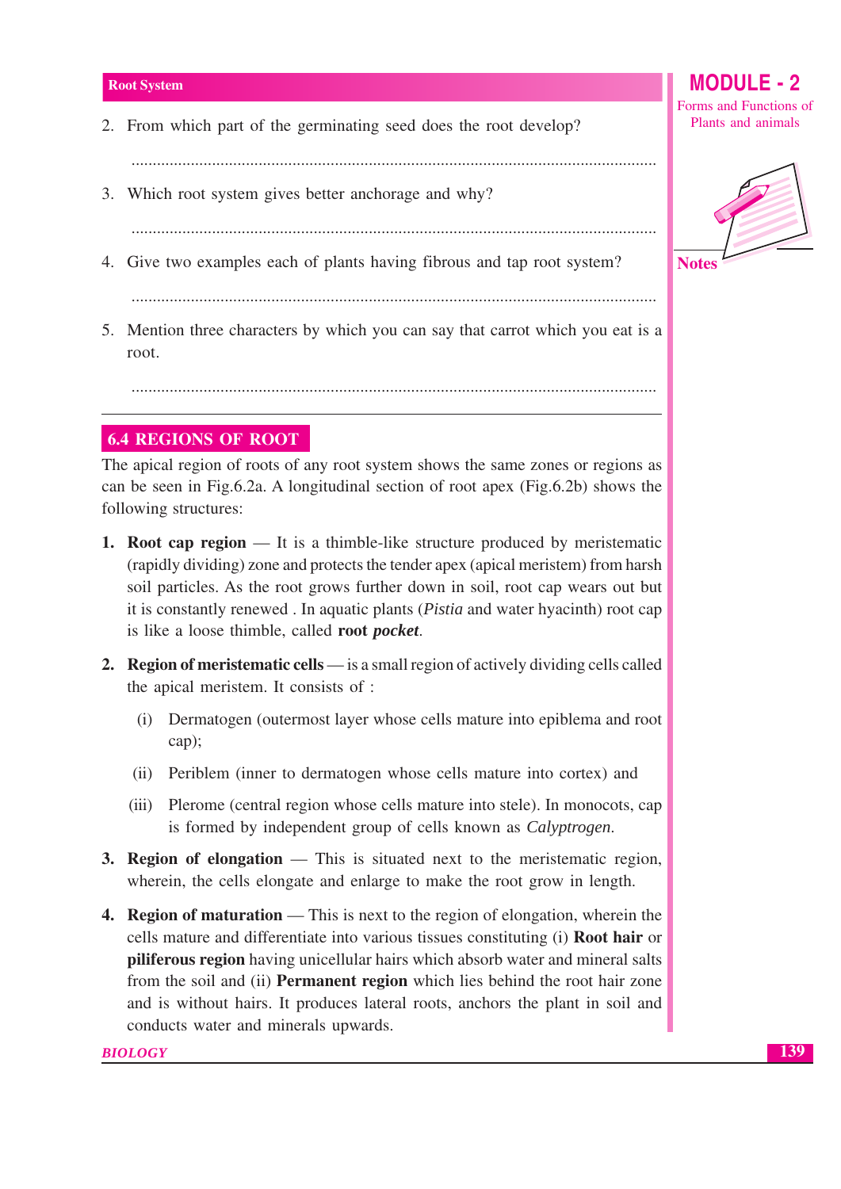2. From which part of the germinating seed does the root develop?

...........................................................................................................................

3. Which root system gives better anchorage and why?

...........................................................................................................................

4. Give two examples each of plants having fibrous and tap root system?

...........................................................................................................................

5. Mention three characters by which you can say that carrot which you eat is a root.

...........................................................................................................................

## 6.4 REGIONS OF ROOT

The apical region of roots of any root system shows the same zones or regions as can be seen in Fig.6.2a. A longitudinal section of root apex (Fig.6.2b) shows the following structures:

1. **Root cap region** — It is a thimble-like structure produced by meristematic (rapidly dividing) zone and protects the tender apex (apical meristem) from harsh soil particles. As the root grows further down in soil, root cap wears out but it is constantly renewed . In aquatic plants (*Pistia* and water hyacinth) root cap is like a loose thimble, called **root *pocket***.

2. **Region of meristematic cells** — is a small region of actively dividing cells called the apical meristem. It consists of :

   (i) Dermatogen (outermost layer whose cells mature into epiblema and root cap);

   (ii) Periblem (inner to dermatogen whose cells mature into cortex) and

   (iii) Plerome (central region whose cells mature into stele). In monocots, cap is formed by independent group of cells known as *Calyptrogen*.

3. **Region of elongation** — This is situated next to the meristematic region, wherein, the cells elongate and enlarge to make the root grow in length.

4. **Region of maturation** — This is next to the region of elongation, wherein the cells mature and differentiate into various tissues constituting (i) **Root hair** or **piliferous region** having unicellular hairs which absorb water and mineral salts from the soil and (ii) **Permanent region** which lies behind the root hair zone and is without hairs. It produces lateral roots, anchors the plant in soil and conducts water and minerals upwards.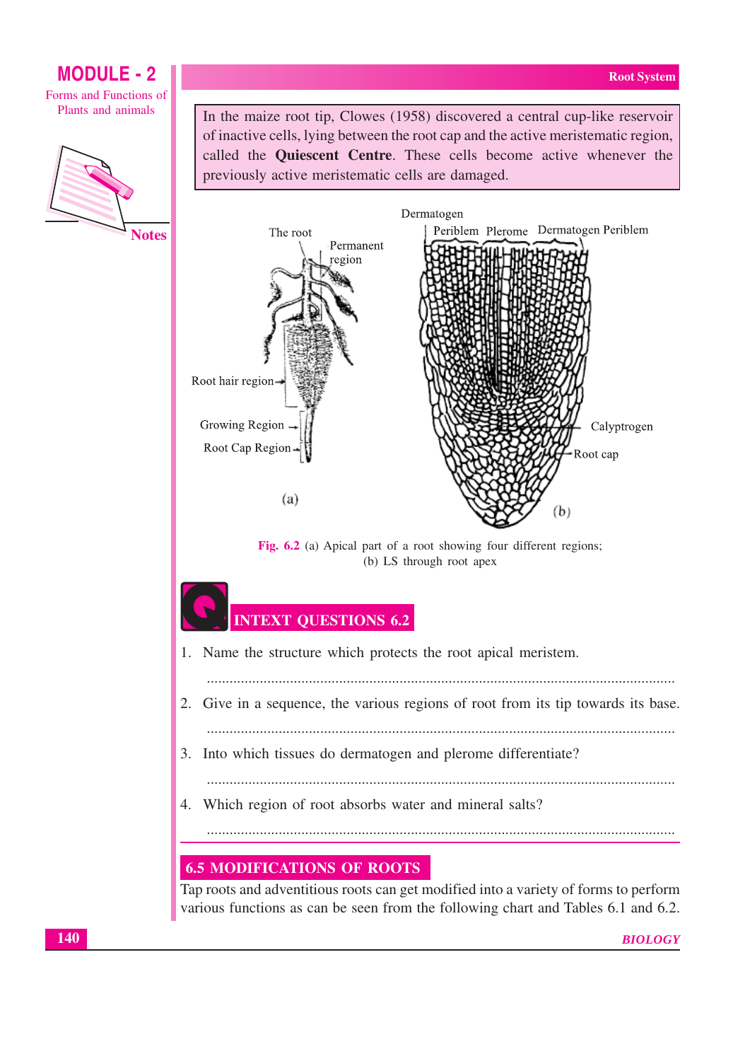In the maize root tip, Clowes (1958) discovered a central cup-like reservoir of inactive cells, lying between the root cap and the active meristematic region, called the **Quiescent Centre**. These cells become active whenever the previously active meristematic cells are damaged.

Fig. 6.2 (a) Apical part of a root showing four different regions; (b) LS through root apex

## INTEXT QUESTIONS 6.2

1. Name the structure which protects the root apical meristem.

   ..........................................................................................................................

2. Give in a sequence, the various regions of root from its tip towards its base.

   ..........................................................................................................................

3. Into which tissues do dermatogen and plerome differentiate?

   ..........................................................................................................................

4. Which region of root absorbs water and mineral salts?

   ..........................................................................................................................

## 6.5 MODIFICATIONS OF ROOTS

Tap roots and adventitious roots can get modified into a variety of forms to perform various functions as can be seen from the following chart and Tables 6.1 and 6.2.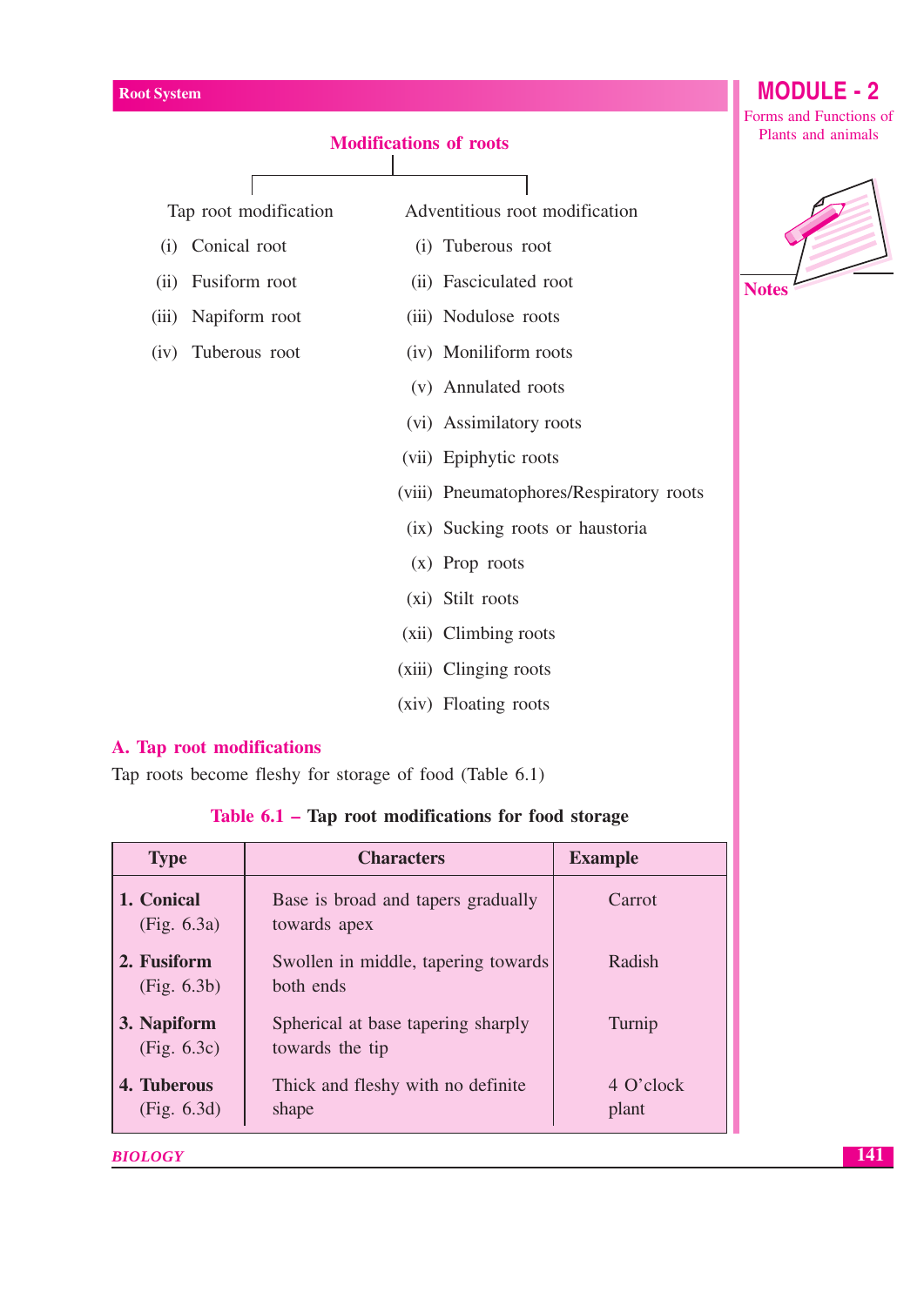## Modifications of roots

**Tap root modification**

(i) Conical root

(ii) Fusiform root

(iii) Napiform root

(iv) Tuberous root

**Adventitious root modification**

(i) Tuberous root

(ii) Fasciculated root

(iii) Nodulose roots

(iv) Moniliform roots

(v) Annulated roots

(vi) Assimilatory roots

(vii) Epiphytic roots

(viii) Pneumatophores/Respiratory roots

(ix) Sucking roots or haustoria

(x) Prop roots

(xi) Stilt roots

(xii) Climbing roots

(xiii) Clinging roots

(xiv) Floating roots

### A. Tap root modifications

Tap roots become fleshy for storage of food (Table 6.1)

**Table 6.1 – Tap root modifications for food storage**

| Type | Characters | Example |
|---|---|---|
| **1. Conical** (Fig. 6.3a) | Base is broad and tapers gradually towards apex | Carrot |
| **2. Fusiform** (Fig. 6.3b) | Swollen in middle, tapering towards both ends | Radish |
| **3. Napiform** (Fig. 6.3c) | Spherical at base tapering sharply towards the tip | Turnip |
| **4. Tuberous** (Fig. 6.3d) | Thick and fleshy with no definite shape | 4 O'clock plant |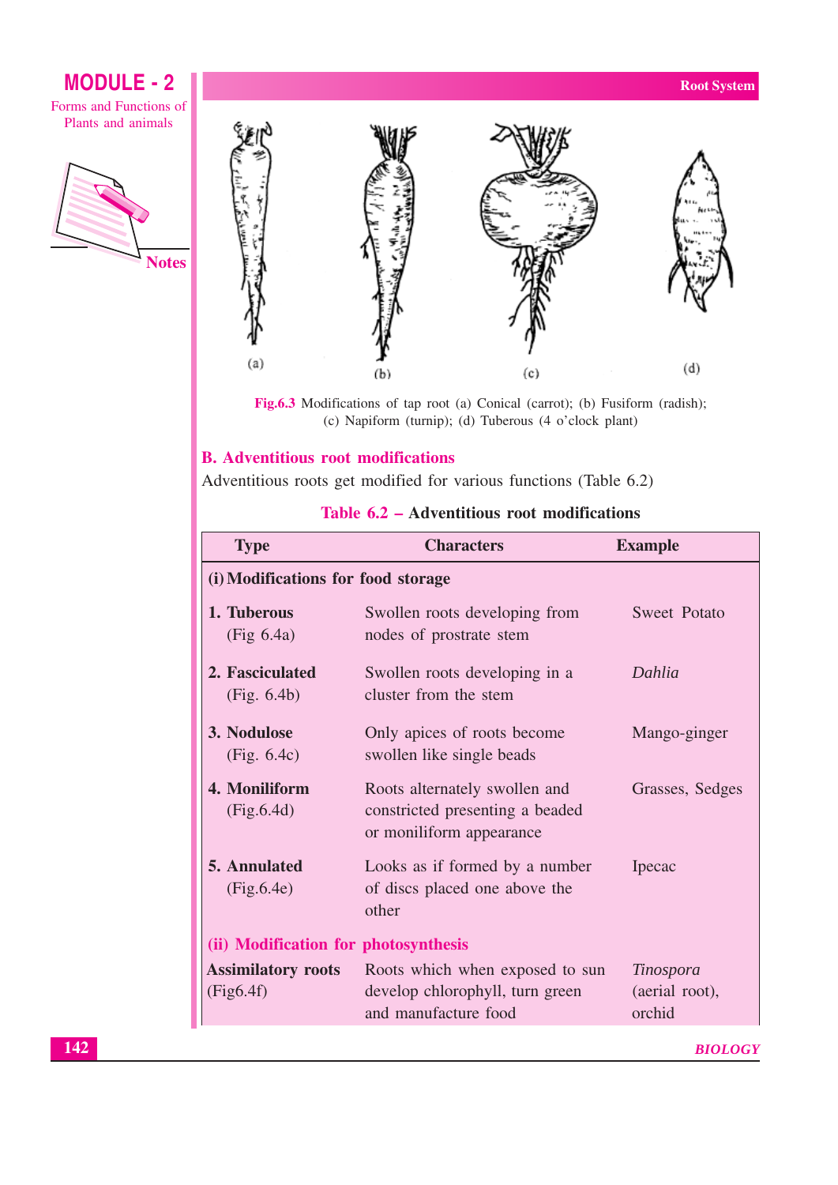(a) (b) (c) (d)

**Fig.6.3** Modifications of tap root (a) Conical (carrot); (b) Fusiform (radish); (c) Napiform (turnip); (d) Tuberous (4 o'clock plant)

## B. Adventitious root modifications

Adventitious roots get modified for various functions (Table 6.2)

**Table 6.2 – Adventitious root modifications**

| Type | Characters | Example |
|---|---|---|
| **(i) Modifications for food storage** | | |
| **1. Tuberous** (Fig 6.4a) | Swollen roots developing from nodes of prostrate stem | Sweet Potato |
| **2. Fasciculated** (Fig. 6.4b) | Swollen roots developing in a cluster from the stem | *Dahlia* |
| **3. Nodulose** (Fig. 6.4c) | Only apices of roots become swollen like single beads | Mango-ginger |
| **4. Moniliform** (Fig.6.4d) | Roots alternately swollen and constricted presenting a beaded or moniliform appearance | Grasses, Sedges |
| **5. Annulated** (Fig.6.4e) | Looks as if formed by a number of discs placed one above the other | Ipecac |
| **(ii) Modification for photosynthesis** | | |
| **Assimilatory roots** (Fig6.4f) | Roots which when exposed to sun develop chlorophyll, turn green and manufacture food | *Tinospora* (aerial root), orchid |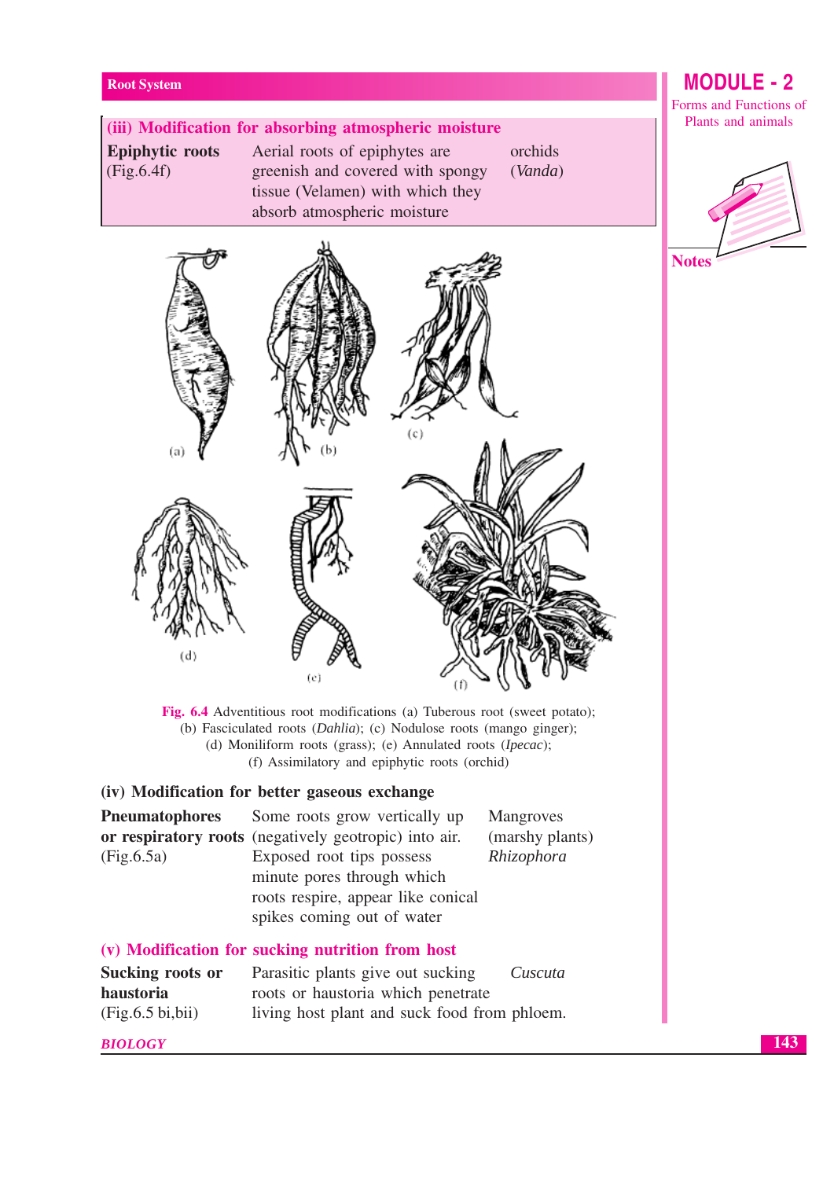**(iii) Modification for absorbing atmospheric moisture**

| | | |
|---|---|---|
| **Epiphytic roots** (Fig.6.4f) | Aerial roots of epiphytes are greenish and covered with spongy tissue (Velamen) with which they absorb atmospheric moisture | orchids (*Vanda*) |

**Fig. 6.4** Adventitious root modifications (a) Tuberous root (sweet potato); (b) Fasciculated roots (*Dahlia*); (c) Nodulose roots (mango ginger); (d) Moniliform roots (grass); (e) Annulated roots (*Ipecac*); (f) Assimilatory and epiphytic roots (orchid)

**(iv) Modification for better gaseous exchange**

| | | |
|---|---|---|
| **Pneumatophores or respiratory roots** (Fig.6.5a) | Some roots grow vertically up (negatively geotropic) into air. Exposed root tips possess minute pores through which roots respire, appear like conical spikes coming out of water | Mangroves (marshy plants) *Rhizophora* |

**(v) Modification for sucking nutrition from host**

| | | |
|---|---|---|
| **Sucking roots or haustoria** (Fig.6.5 bi,bii) | Parasitic plants give out sucking roots or haustoria which penetrate living host plant and suck food from phloem. | *Cuscuta* |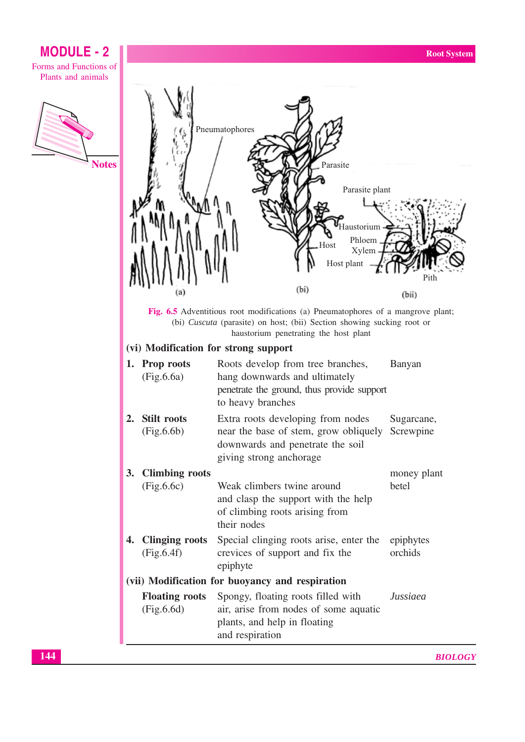Fig. 6.5 Adventitious root modifications (a) Pneumatophores of a mangrove plant; (bi) *Cuscuta* (parasite) on host; (bii) Section showing sucking root or haustorium penetrating the host plant

**(vi) Modification for strong support**

| | | |
|---|---|---|
| **1. Prop roots** (Fig.6.6a) | Roots develop from tree branches, hang downwards and ultimately penetrate the ground, thus provide support to heavy branches | Banyan |
| **2. Stilt roots** (Fig.6.6b) | Extra roots developing from nodes near the base of stem, grow obliquely downwards and penetrate the soil giving strong anchorage | Sugarcane, Screwpine |
| **3. Climbing roots** (Fig.6.6c) | Weak climbers twine around and clasp the support with the help of climbing roots arising from their nodes | money plant betel |
| **4. Clinging roots** (Fig.6.4f) | Special clinging roots arise, enter the crevices of support and fix the epiphyte | epiphytes orchids |

**(vii) Modification for buoyancy and respiration**

| | | |
|---|---|---|
| **Floating roots** (Fig.6.6d) | Spongy, floating roots filled with air, arise from nodes of some aquatic plants, and help in floating and respiration | *Jussiaea* |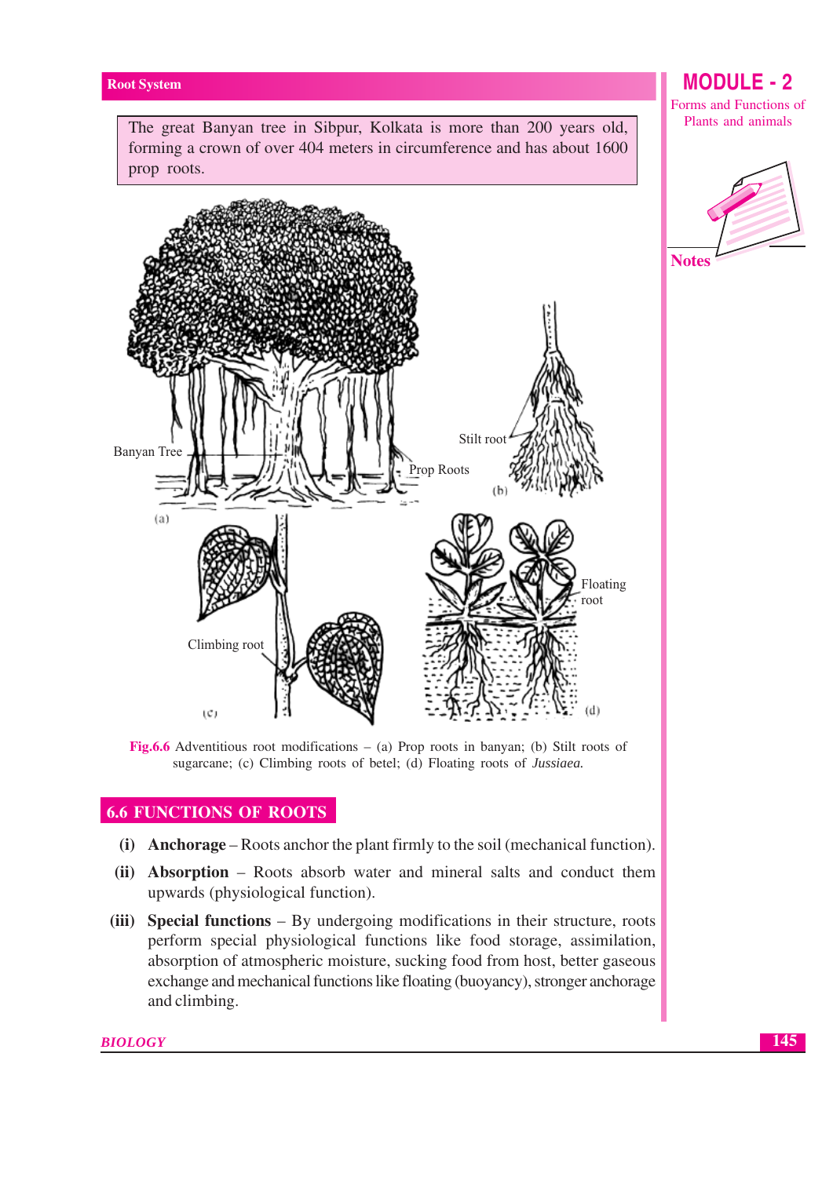The great Banyan tree in Sibpur, Kolkata is more than 200 years old, forming a crown of over 404 meters in circumference and has about 1600 prop roots.

Banyan Tree

Prop Roots

(a)

Stilt root

(b)

Climbing root

(c)

Floating root

(d)

**Fig.6.6** Adventitious root modifications – (a) Prop roots in banyan; (b) Stilt roots of sugarcane; (c) Climbing roots of betel; (d) Floating roots of *Jussiaea.*

## 6.6 FUNCTIONS OF ROOTS

(i) **Anchorage** – Roots anchor the plant firmly to the soil (mechanical function).

(ii) **Absorption** – Roots absorb water and mineral salts and conduct them upwards (physiological function).

(iii) **Special functions** – By undergoing modifications in their structure, roots perform special physiological functions like food storage, assimilation, absorption of atmospheric moisture, sucking food from host, better gaseous exchange and mechanical functions like floating (buoyancy), stronger anchorage and climbing.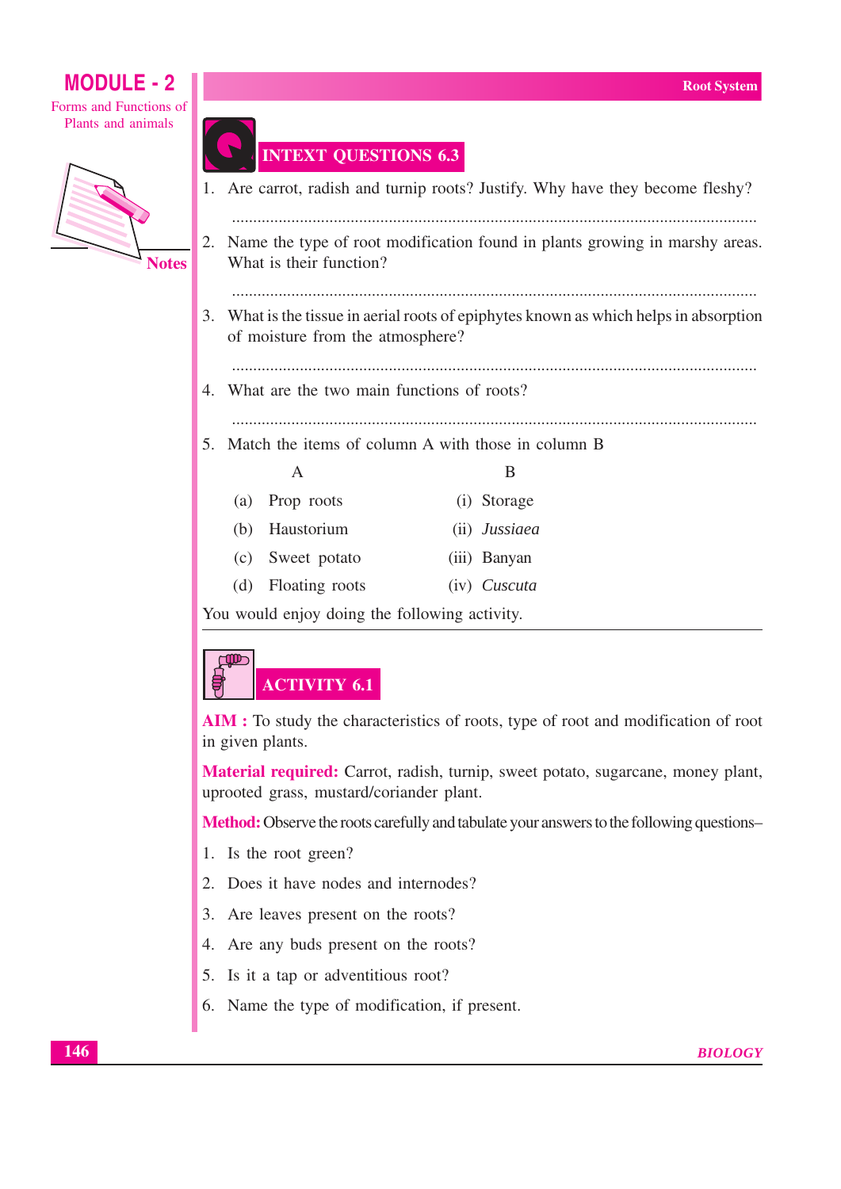## INTEXT QUESTIONS 6.3

1. Are carrot, radish and turnip roots? Justify. Why have they become fleshy?

   ..........................................................................................................................

2. Name the type of root modification found in plants growing in marshy areas. What is their function?

   ..........................................................................................................................

3. What is the tissue in aerial roots of epiphytes known as which helps in absorption of moisture from the atmosphere?

   ..........................................................................................................................

4. What are the two main functions of roots?

   ..........................................................................................................................

5. Match the items of column A with those in column B

| A | B |
|---|---|
| (a) Prop roots | (i) Storage |
| (b) Haustorium | (ii) *Jussiaea* |
| (c) Sweet potato | (iii) Banyan |
| (d) Floating roots | (iv) *Cuscuta* |

You would enjoy doing the following activity.

## ACTIVITY 6.1

**AIM :** To study the characteristics of roots, type of root and modification of root in given plants.

**Material required:** Carrot, radish, turnip, sweet potato, sugarcane, money plant, uprooted grass, mustard/coriander plant.

**Method:** Observe the roots carefully and tabulate your answers to the following questions–

1. Is the root green?
2. Does it have nodes and internodes?
3. Are leaves present on the roots?
4. Are any buds present on the roots?
5. Is it a tap or adventitious root?
6. Name the type of modification, if present.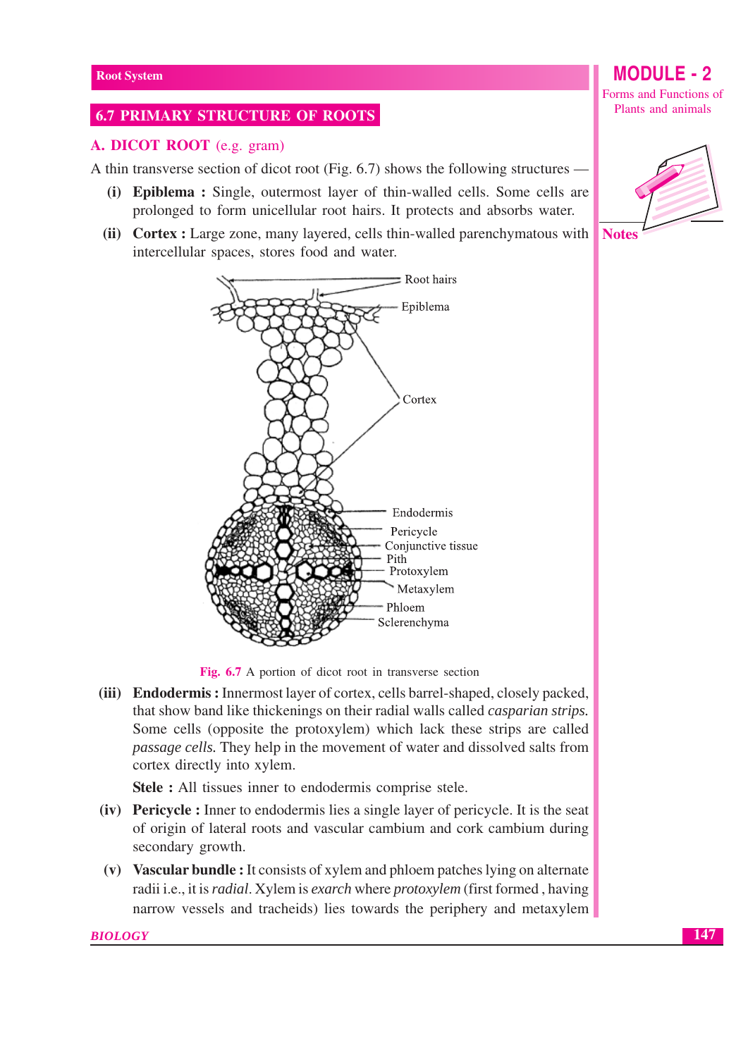## 6.7 PRIMARY STRUCTURE OF ROOTS

### A. DICOT ROOT (e.g. gram)

A thin transverse section of dicot root (Fig. 6.7) shows the following structures —

(i) **Epiblema :** Single, outermost layer of thin-walled cells. Some cells are prolonged to form unicellular root hairs. It protects and absorbs water.

(ii) **Cortex :** Large zone, many layered, cells thin-walled parenchymatous with intercellular spaces, stores food and water.

Fig. 6.7 A portion of dicot root in transverse section

(iii) **Endodermis :** Innermost layer of cortex, cells barrel-shaped, closely packed, that show band like thickenings on their radial walls called *casparian strips.* Some cells (opposite the protoxylem) which lack these strips are called *passage cells.* They help in the movement of water and dissolved salts from cortex directly into xylem.

**Stele :** All tissues inner to endodermis comprise stele.

(iv) **Pericycle :** Inner to endodermis lies a single layer of pericycle. It is the seat of origin of lateral roots and vascular cambium and cork cambium during secondary growth.

(v) **Vascular bundle :** It consists of xylem and phloem patches lying on alternate radii i.e., it is *radial*. Xylem is *exarch* where *protoxylem* (first formed , having narrow vessels and tracheids) lies towards the periphery and metaxylem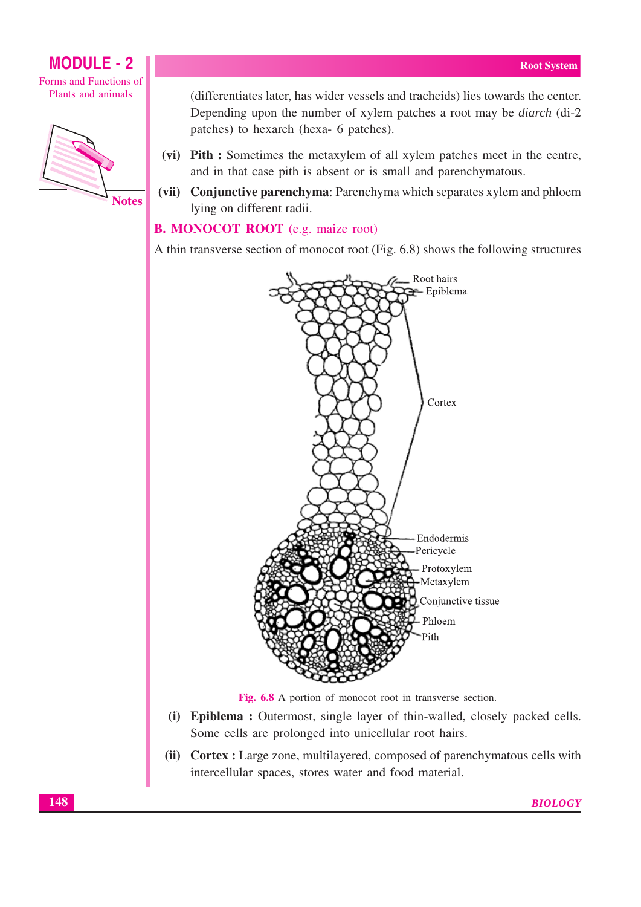(differentiates later, has wider vessels and tracheids) lies towards the center. Depending upon the number of xylem patches a root may be *diarch* (di-2 patches) to hexarch (hexa- 6 patches).

(vi) **Pith :** Sometimes the metaxylem of all xylem patches meet in the centre, and in that case pith is absent or is small and parenchymatous.

(vii) **Conjunctive parenchyma**: Parenchyma which separates xylem and phloem lying on different radii.

## B. MONOCOT ROOT (e.g. maize root)

A thin transverse section of monocot root (Fig. 6.8) shows the following structures

Fig. 6.8 A portion of monocot root in transverse section.

(i) **Epiblema :** Outermost, single layer of thin-walled, closely packed cells. Some cells are prolonged into unicellular root hairs.

(ii) **Cortex :** Large zone, multilayered, composed of parenchymatous cells with intercellular spaces, stores water and food material.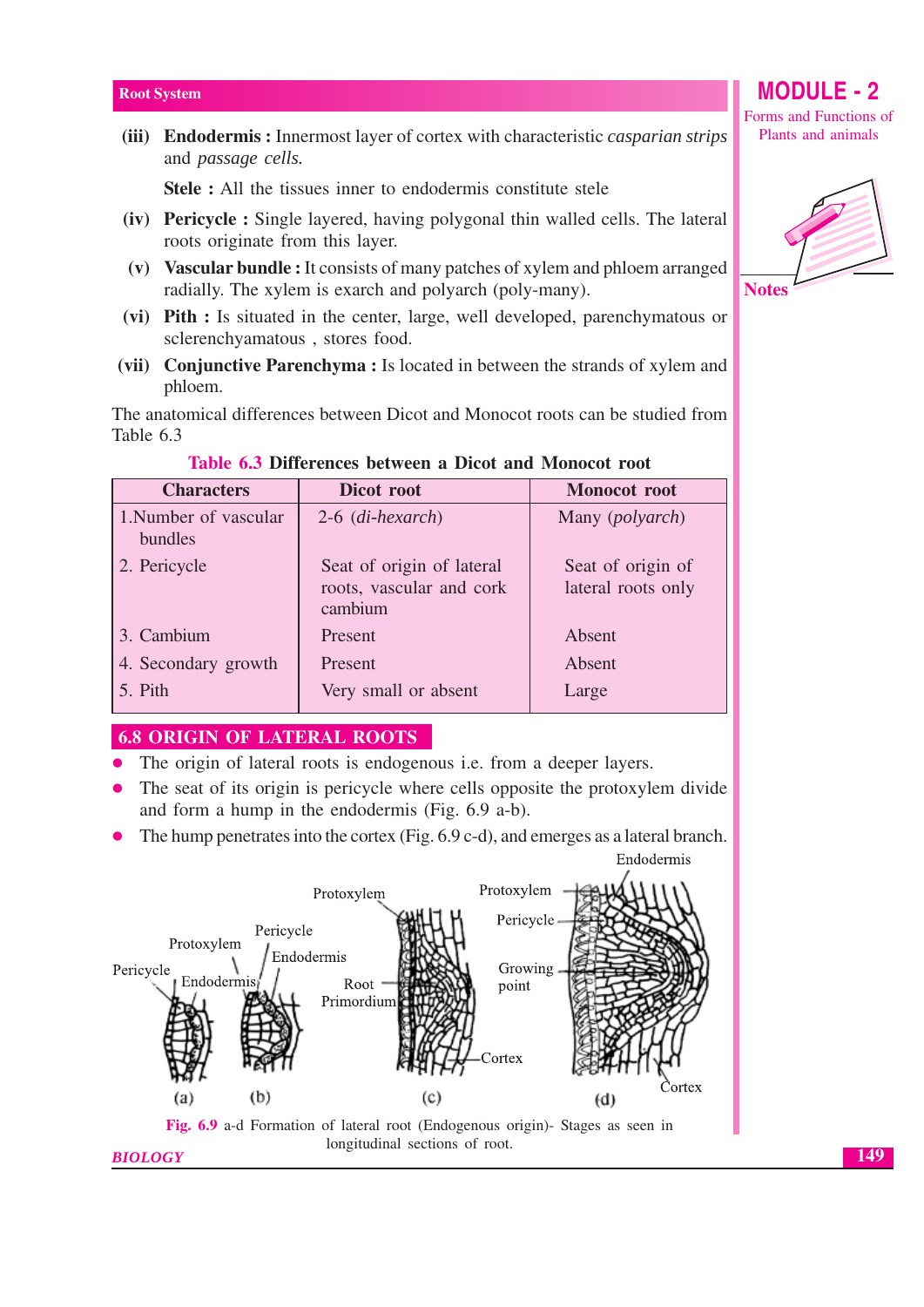(iii) **Endodermis :** Innermost layer of cortex with characteristic *casparian strips* and *passage cells.*

**Stele :** All the tissues inner to endodermis constitute stele

(iv) **Pericycle :** Single layered, having polygonal thin walled cells. The lateral roots originate from this layer.

(v) **Vascular bundle :** It consists of many patches of xylem and phloem arranged radially. The xylem is exarch and polyarch (poly-many).

(vi) **Pith :** Is situated in the center, large, well developed, parenchymatous or sclerenchyamatous , stores food.

(vii) **Conjunctive Parenchyma :** Is located in between the strands of xylem and phloem.

The anatomical differences between Dicot and Monocot roots can be studied from Table 6.3

**Table 6.3 Differences between a Dicot and Monocot root**

| Characters | Dicot root | Monocot root |
|---|---|---|
| 1. Number of vascular bundles | 2-6 (*di-hexarch*) | Many (*polyarch*) |
| 2. Pericycle | Seat of origin of lateral roots, vascular and cork cambium | Seat of origin of lateral roots only |
| 3. Cambium | Present | Absent |
| 4. Secondary growth | Present | Absent |
| 5. Pith | Very small or absent | Large |

## 6.8 ORIGIN OF LATERAL ROOTS

- The origin of lateral roots is endogenous i.e. from a deeper layers.
- The seat of its origin is pericycle where cells opposite the protoxylem divide and form a hump in the endodermis (Fig. 6.9 a-b).
- The hump penetrates into the cortex (Fig. 6.9 c-d), and emerges as a lateral branch.

Fig. 6.9 a-d Formation of lateral root (Endogenous origin)- Stages as seen in longitudinal sections of root.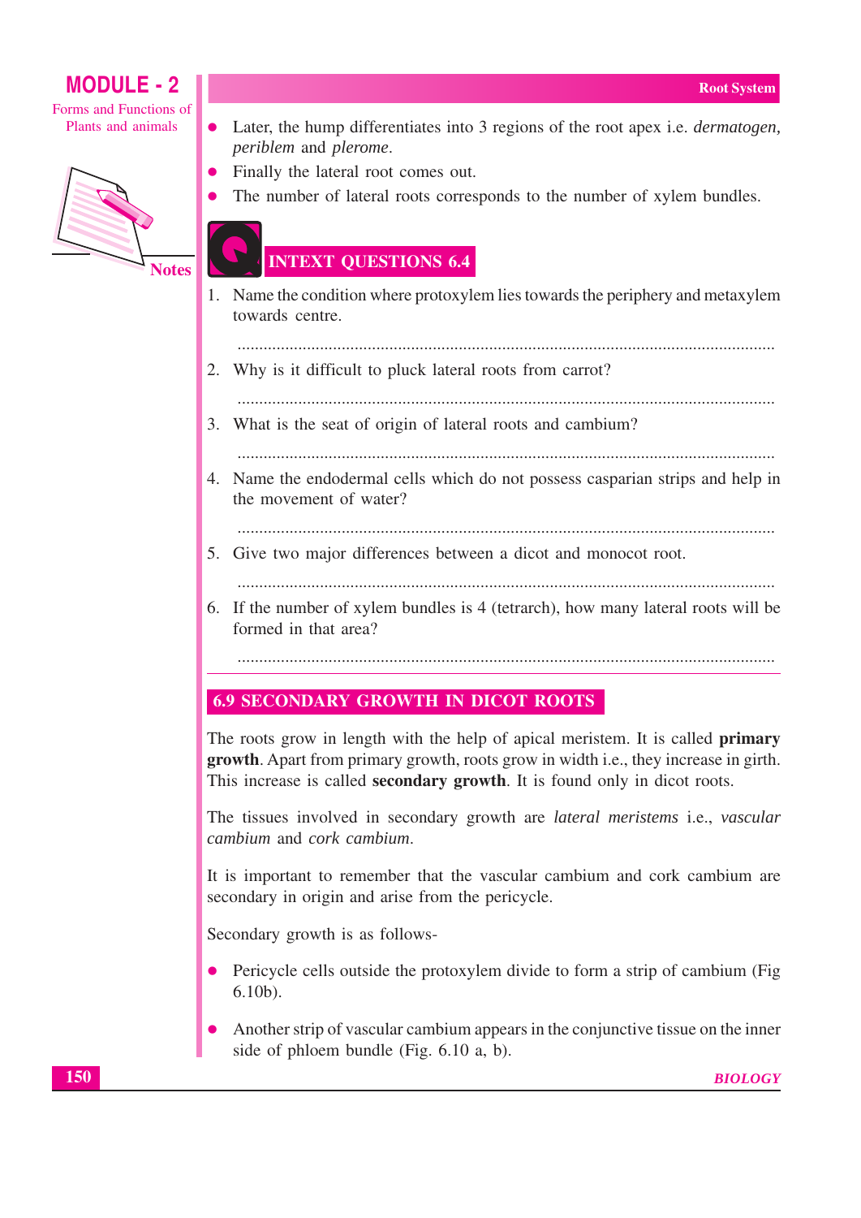- Later, the hump differentiates into 3 regions of the root apex i.e. *dermatogen, periblem* and *plerome*.
- Finally the lateral root comes out.
- The number of lateral roots corresponds to the number of xylem bundles.

## INTEXT QUESTIONS 6.4

1. Name the condition where protoxylem lies towards the periphery and metaxylem towards centre.

   ..........................................................................................................................

2. Why is it difficult to pluck lateral roots from carrot?

   ..........................................................................................................................

3. What is the seat of origin of lateral roots and cambium?

   ..........................................................................................................................

4. Name the endodermal cells which do not possess casparian strips and help in the movement of water?

   ..........................................................................................................................

5. Give two major differences between a dicot and monocot root.

   ..........................................................................................................................

6. If the number of xylem bundles is 4 (tetrarch), how many lateral roots will be formed in that area?

   ..........................................................................................................................

## 6.9 SECONDARY GROWTH IN DICOT ROOTS

The roots grow in length with the help of apical meristem. It is called **primary growth**. Apart from primary growth, roots grow in width i.e., they increase in girth. This increase is called **secondary growth**. It is found only in dicot roots.

The tissues involved in secondary growth are *lateral meristems* i.e., *vascular cambium* and *cork cambium*.

It is important to remember that the vascular cambium and cork cambium are secondary in origin and arise from the pericycle.

Secondary growth is as follows-

- Pericycle cells outside the protoxylem divide to form a strip of cambium (Fig 6.10b).
- Another strip of vascular cambium appears in the conjunctive tissue on the inner side of phloem bundle (Fig. 6.10 a, b).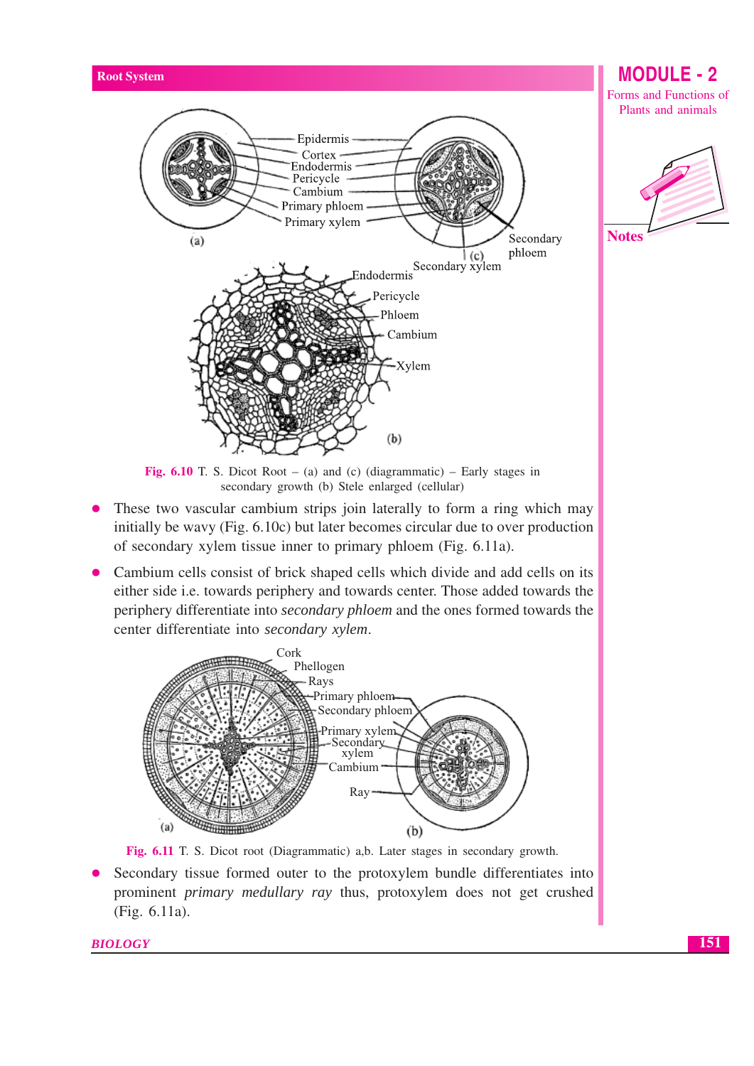Fig. 6.10 T. S. Dicot Root – (a) and (c) (diagrammatic) – Early stages in secondary growth (b) Stele enlarged (cellular)

- These two vascular cambium strips join laterally to form a ring which may initially be wavy (Fig. 6.10c) but later becomes circular due to over production of secondary xylem tissue inner to primary phloem (Fig. 6.11a).
- Cambium cells consist of brick shaped cells which divide and add cells on its either side i.e. towards periphery and towards center. Those added towards the periphery differentiate into *secondary phloem* and the ones formed towards the center differentiate into *secondary xylem*.

Fig. 6.11 T. S. Dicot root (Diagrammatic) a,b. Later stages in secondary growth.

- Secondary tissue formed outer to the protoxylem bundle differentiates into prominent *primary medullary ray* thus, protoxylem does not get crushed (Fig. 6.11a).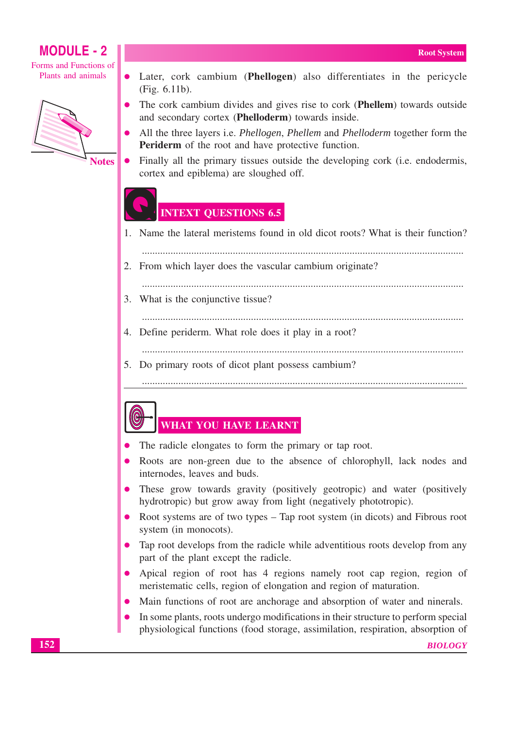- Later, cork cambium (**Phellogen**) also differentiates in the pericycle (Fig. 6.11b).
- The cork cambium divides and gives rise to cork (**Phellem**) towards outside and secondary cortex (**Phelloderm**) towards inside.
- All the three layers i.e. *Phellogen*, *Phellem* and *Phelloderm* together form the **Periderm** of the root and have protective function.
- Finally all the primary tissues outside the developing cork (i.e. endodermis, cortex and epiblema) are sloughed off.

## INTEXT QUESTIONS 6.5

1. Name the lateral meristems found in old dicot roots? What is their function?

   ..........................................................................................................................

2. From which layer does the vascular cambium originate?

   ..........................................................................................................................

3. What is the conjunctive tissue?

   ..........................................................................................................................

4. Define periderm. What role does it play in a root?

   ..........................................................................................................................

5. Do primary roots of dicot plant possess cambium?

   ..........................................................................................................................

## WHAT YOU HAVE LEARNT

- The radicle elongates to form the primary or tap root.
- Roots are non-green due to the absence of chlorophyll, lack nodes and internodes, leaves and buds.
- These grow towards gravity (positively geotropic) and water (positively hydrotropic) but grow away from light (negatively phototropic).
- Root systems are of two types – Tap root system (in dicots) and Fibrous root system (in monocots).
- Tap root develops from the radicle while adventitious roots develop from any part of the plant except the radicle.
- Apical region of root has 4 regions namely root cap region, region of meristematic cells, region of elongation and region of maturation.
- Main functions of root are anchorage and absorption of water and ninerals.
- In some plants, roots undergo modifications in their structure to perform special physiological functions (food storage, assimilation, respiration, absorption of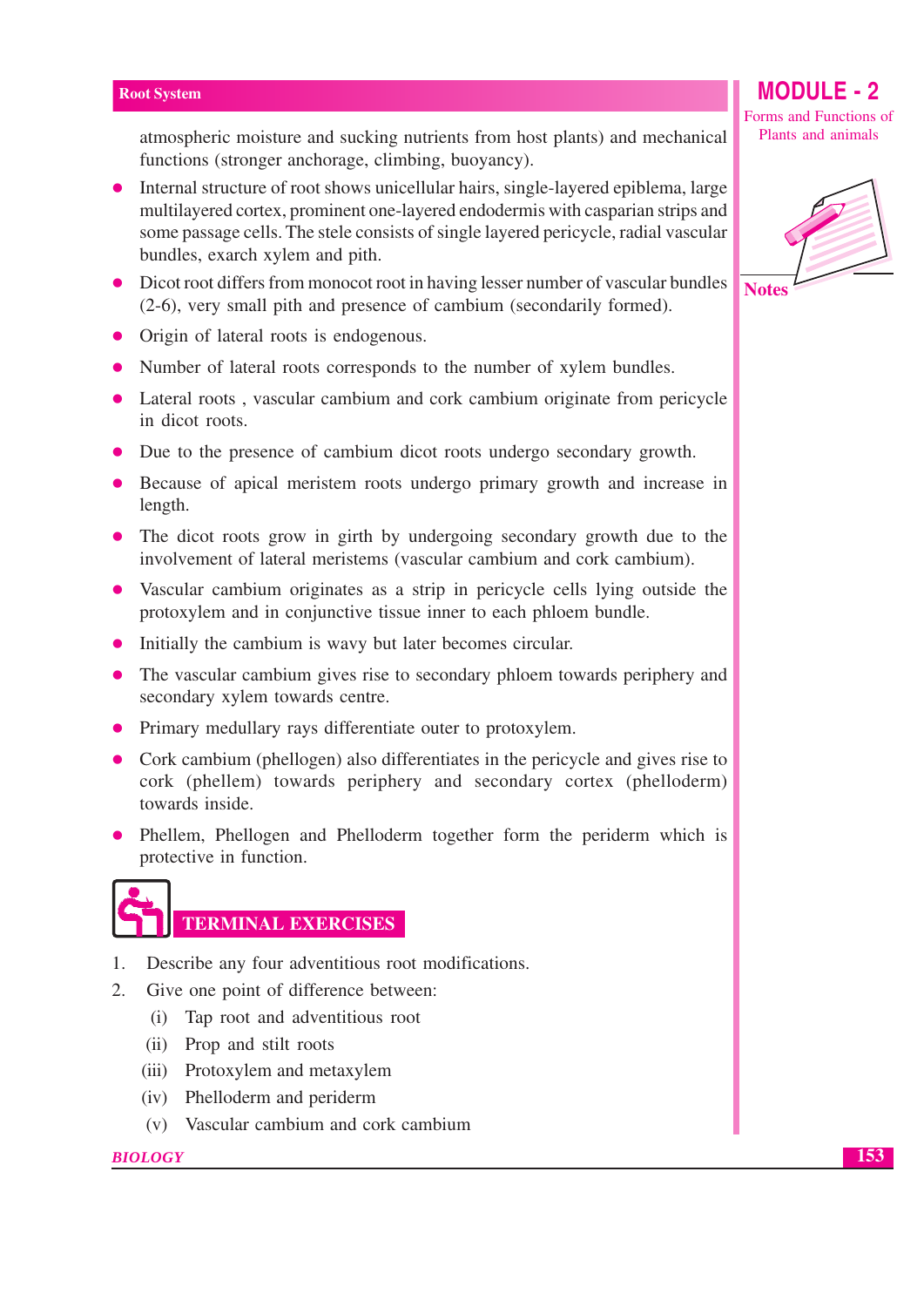atmospheric moisture and sucking nutrients from host plants) and mechanical functions (stronger anchorage, climbing, buoyancy).

- Internal structure of root shows unicellular hairs, single-layered epiblema, large multilayered cortex, prominent one-layered endodermis with casparian strips and some passage cells. The stele consists of single layered pericycle, radial vascular bundles, exarch xylem and pith.
- Dicot root differs from monocot root in having lesser number of vascular bundles (2-6), very small pith and presence of cambium (secondarily formed).
- Origin of lateral roots is endogenous.
- Number of lateral roots corresponds to the number of xylem bundles.
- Lateral roots , vascular cambium and cork cambium originate from pericycle in dicot roots.
- Due to the presence of cambium dicot roots undergo secondary growth.
- Because of apical meristem roots undergo primary growth and increase in length.
- The dicot roots grow in girth by undergoing secondary growth due to the involvement of lateral meristems (vascular cambium and cork cambium).
- Vascular cambium originates as a strip in pericycle cells lying outside the protoxylem and in conjunctive tissue inner to each phloem bundle.
- Initially the cambium is wavy but later becomes circular.
- The vascular cambium gives rise to secondary phloem towards periphery and secondary xylem towards centre.
- Primary medullary rays differentiate outer to protoxylem.
- Cork cambium (phellogen) also differentiates in the pericycle and gives rise to cork (phellem) towards periphery and secondary cortex (phelloderm) towards inside.
- Phellem, Phellogen and Phelloderm together form the periderm which is protective in function.

## TERMINAL EXERCISES

1. Describe any four adventitious root modifications.
2. Give one point of difference between:
   - (i) Tap root and adventitious root
   - (ii) Prop and stilt roots
   - (iii) Protoxylem and metaxylem
   - (iv) Phelloderm and periderm
   - (v) Vascular cambium and cork cambium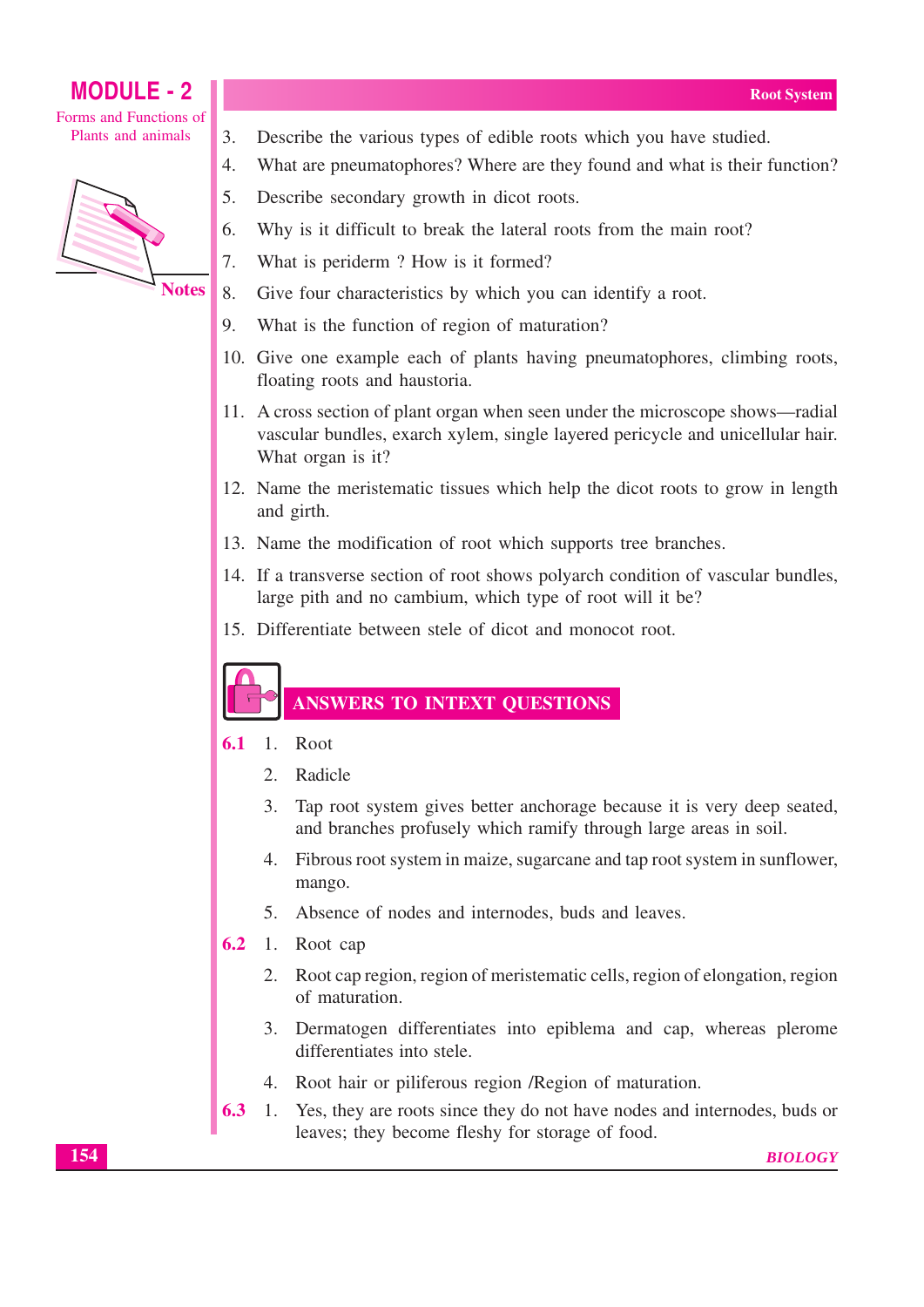3. Describe the various types of edible roots which you have studied.
4. What are pneumatophores? Where are they found and what is their function?
5. Describe secondary growth in dicot roots.
6. Why is it difficult to break the lateral roots from the main root?
7. What is periderm ? How is it formed?
8. Give four characteristics by which you can identify a root.
9. What is the function of region of maturation?
10. Give one example each of plants having pneumatophores, climbing roots, floating roots and haustoria.
11. A cross section of plant organ when seen under the microscope shows—radial vascular bundles, exarch xylem, single layered pericycle and unicellular hair. What organ is it?
12. Name the meristematic tissues which help the dicot roots to grow in length and girth.
13. Name the modification of root which supports tree branches.
14. If a transverse section of root shows polyarch condition of vascular bundles, large pith and no cambium, which type of root will it be?
15. Differentiate between stele of dicot and monocot root.

## ANSWERS TO INTEXT QUESTIONS

**6.1**
1. Root
2. Radicle
3. Tap root system gives better anchorage because it is very deep seated, and branches profusely which ramify through large areas in soil.
4. Fibrous root system in maize, sugarcane and tap root system in sunflower, mango.
5. Absence of nodes and internodes, buds and leaves.

**6.2**
1. Root cap
2. Root cap region, region of meristematic cells, region of elongation, region of maturation.
3. Dermatogen differentiates into epiblema and cap, whereas plerome differentiates into stele.
4. Root hair or piliferous region /Region of maturation.

**6.3**
1. Yes, they are roots since they do not have nodes and internodes, buds or leaves; they become fleshy for storage of food.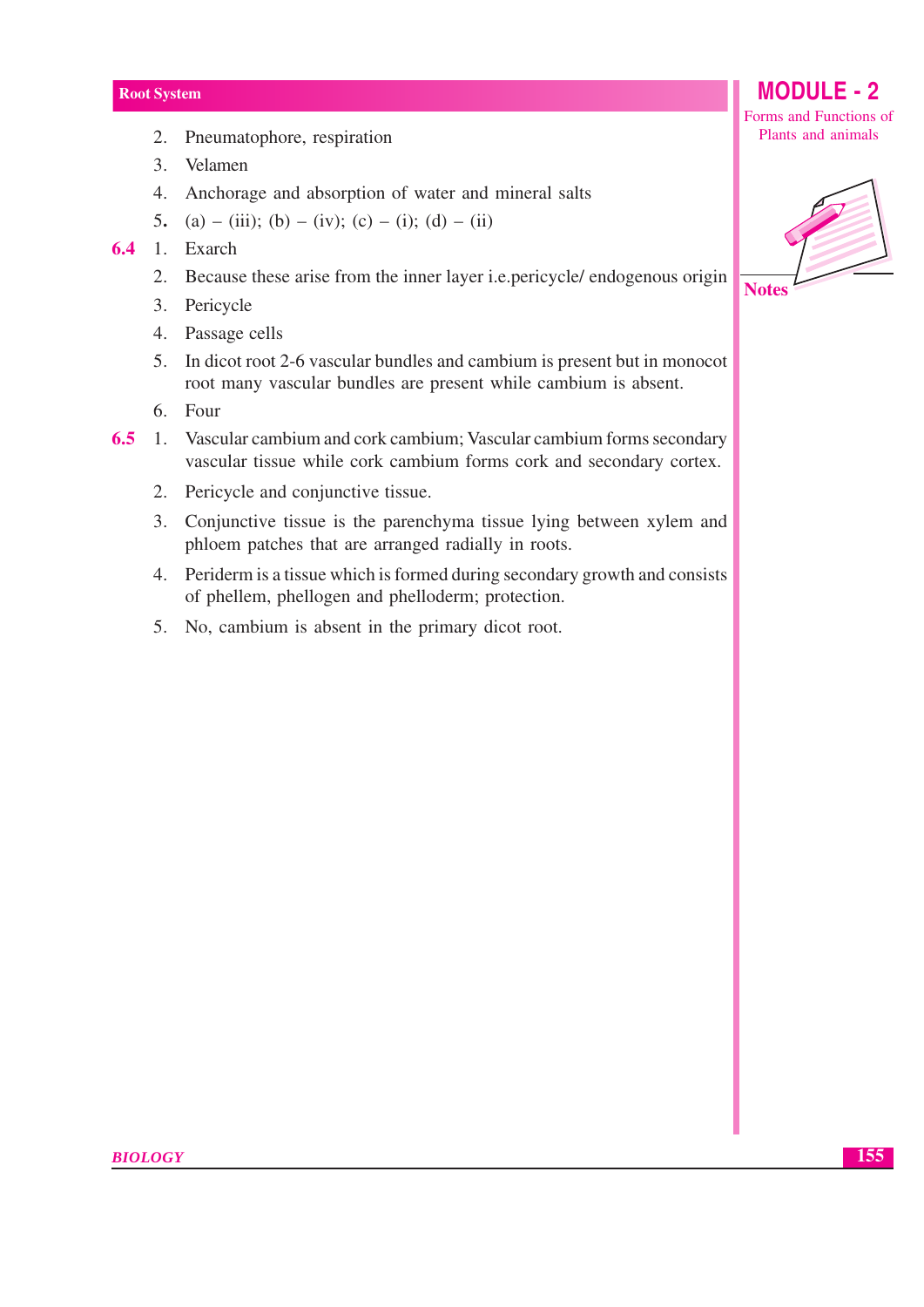2. Pneumatophore, respiration
3. Velamen
4. Anchorage and absorption of water and mineral salts
5. (a) – (iii); (b) – (iv); (c) – (i); (d) – (ii)

**6.4**

1. Exarch
2. Because these arise from the inner layer i.e.pericycle/ endogenous origin
3. Pericycle
4. Passage cells
5. In dicot root 2-6 vascular bundles and cambium is present but in monocot root many vascular bundles are present while cambium is absent.
6. Four

**6.5**

1. Vascular cambium and cork cambium; Vascular cambium forms secondary vascular tissue while cork cambium forms cork and secondary cortex.
2. Pericycle and conjunctive tissue.
3. Conjunctive tissue is the parenchyma tissue lying between xylem and phloem patches that are arranged radially in roots.
4. Periderm is a tissue which is formed during secondary growth and consists of phellem, phellogen and phelloderm; protection.
5. No, cambium is absent in the primary dicot root.